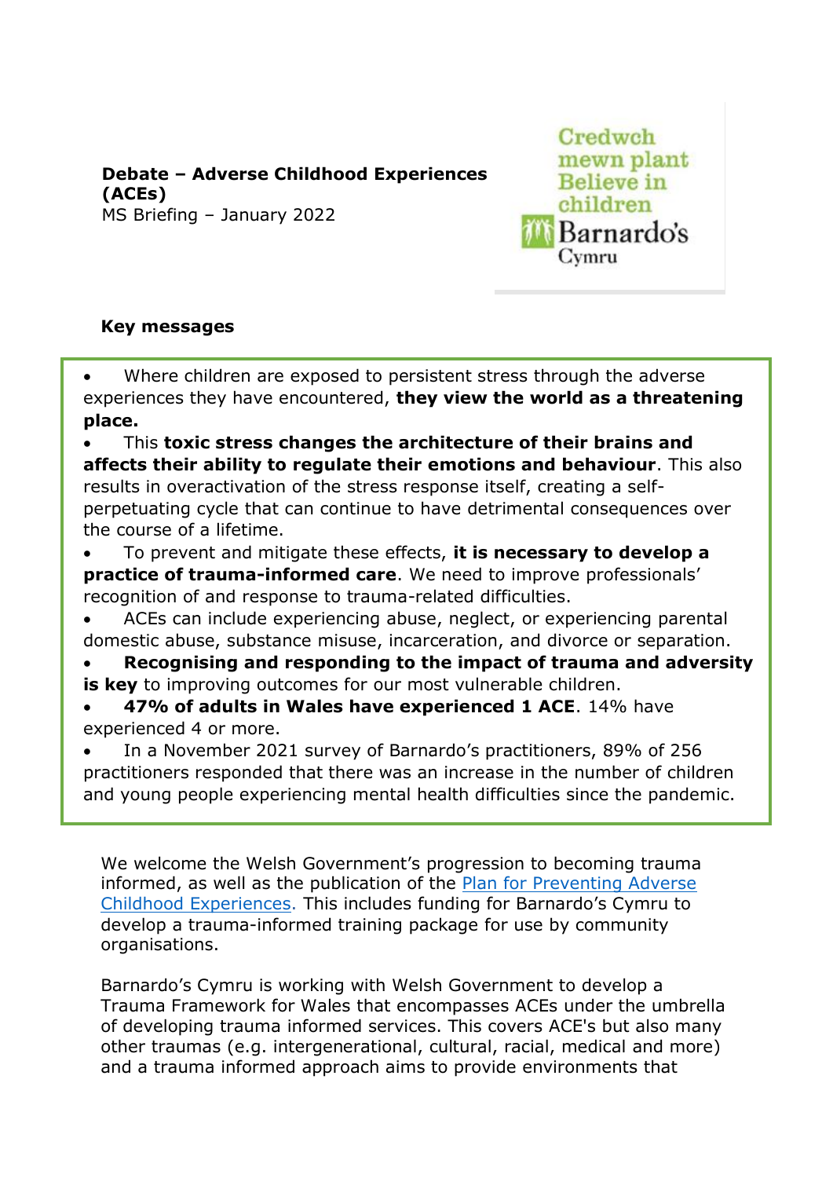**Debate – Adverse Childhood Experiences (ACEs)**
MS Briefing – January 2022

Credwch mewn plant
Believe in children
Barnardo's Cymru

## Key messages

- Where children are exposed to persistent stress through the adverse experiences they have encountered, **they view the world as a threatening place.**
- This **toxic stress changes the architecture of their brains and affects their ability to regulate their emotions and behaviour**. This also results in overactivation of the stress response itself, creating a self-perpetuating cycle that can continue to have detrimental consequences over the course of a lifetime.
- To prevent and mitigate these effects, **it is necessary to develop a practice of trauma-informed care**. We need to improve professionals' recognition of and response to trauma-related difficulties.
- ACEs can include experiencing abuse, neglect, or experiencing parental domestic abuse, substance misuse, incarceration, and divorce or separation.
- **Recognising and responding to the impact of trauma and adversity is key** to improving outcomes for our most vulnerable children.
- **47% of adults in Wales have experienced 1 ACE**. 14% have experienced 4 or more.
- In a November 2021 survey of Barnardo's practitioners, 89% of 256 practitioners responded that there was an increase in the number of children and young people experiencing mental health difficulties since the pandemic.

We welcome the Welsh Government's progression to becoming trauma informed, as well as the publication of the Plan for Preventing Adverse Childhood Experiences. This includes funding for Barnardo's Cymru to develop a trauma-informed training package for use by community organisations.

Barnardo's Cymru is working with Welsh Government to develop a Trauma Framework for Wales that encompasses ACEs under the umbrella of developing trauma informed services. This covers ACE's but also many other traumas (e.g. intergenerational, cultural, racial, medical and more) and a trauma informed approach aims to provide environments that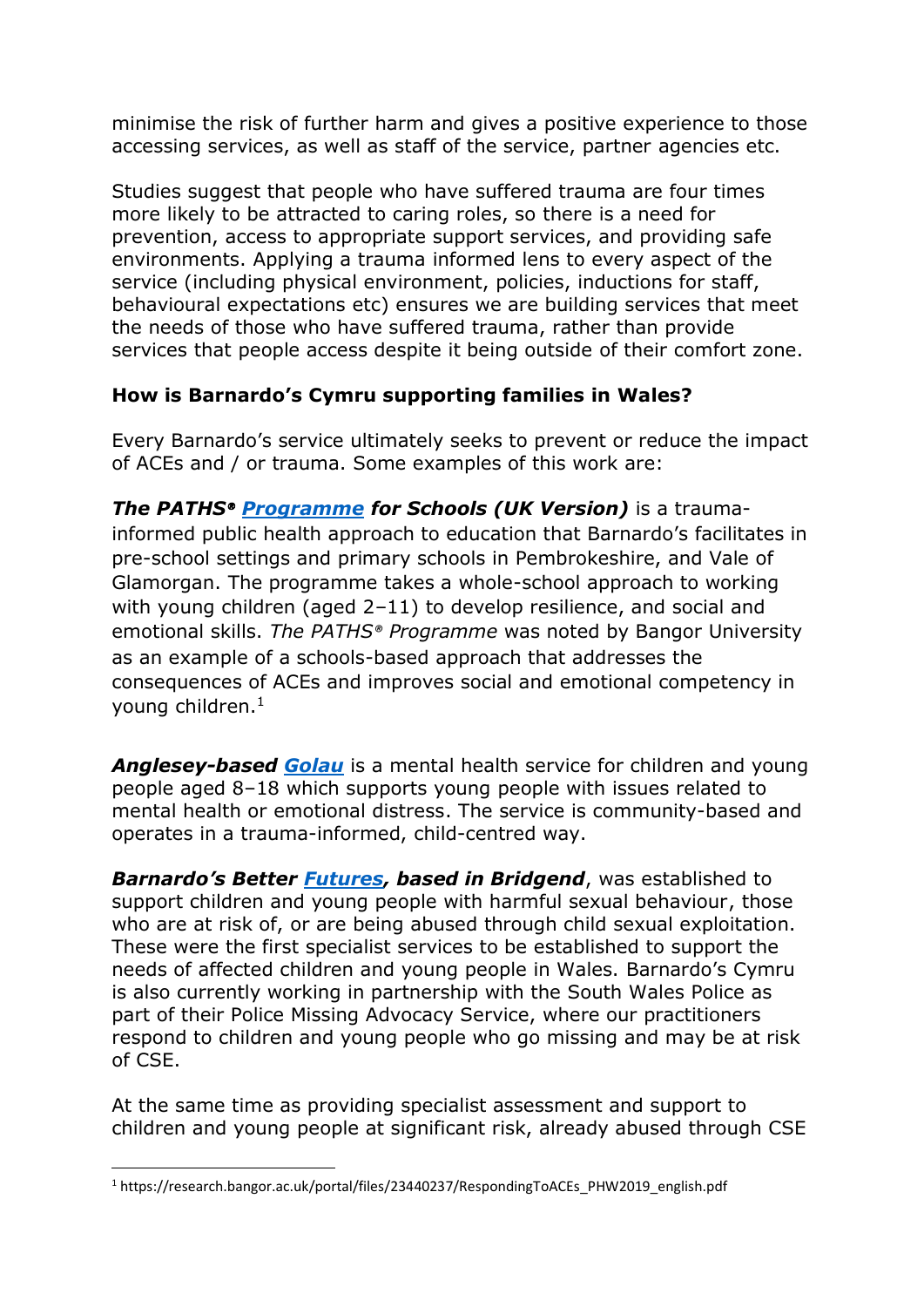minimise the risk of further harm and gives a positive experience to those accessing services, as well as staff of the service, partner agencies etc.

Studies suggest that people who have suffered trauma are four times more likely to be attracted to caring roles, so there is a need for prevention, access to appropriate support services, and providing safe environments. Applying a trauma informed lens to every aspect of the service (including physical environment, policies, inductions for staff, behavioural expectations etc) ensures we are building services that meet the needs of those who have suffered trauma, rather than provide services that people access despite it being outside of their comfort zone.

### How is Barnardo's Cymru supporting families in Wales?

Every Barnardo's service ultimately seeks to prevent or reduce the impact of ACEs and / or trauma. Some examples of this work are:

***The PATHS® Programme for Schools (UK Version)*** is a trauma-informed public health approach to education that Barnardo's facilitates in pre-school settings and primary schools in Pembrokeshire, and Vale of Glamorgan. The programme takes a whole-school approach to working with young children (aged 2–11) to develop resilience, and social and emotional skills. *The PATHS® Programme* was noted by Bangor University as an example of a schools-based approach that addresses the consequences of ACEs and improves social and emotional competency in young children.[1]

***Anglesey-based Golau*** is a mental health service for children and young people aged 8–18 which supports young people with issues related to mental health or emotional distress. The service is community-based and operates in a trauma-informed, child-centred way.

***Barnardo's Better Futures, based in Bridgend***, was established to support children and young people with harmful sexual behaviour, those who are at risk of, or are being abused through child sexual exploitation. These were the first specialist services to be established to support the needs of affected children and young people in Wales. Barnardo's Cymru is also currently working in partnership with the South Wales Police as part of their Police Missing Advocacy Service, where our practitioners respond to children and young people who go missing and may be at risk of CSE.

At the same time as providing specialist assessment and support to children and young people at significant risk, already abused through CSE

[1] https://research.bangor.ac.uk/portal/files/23440237/RespondingToACEs_PHW2019_english.pdf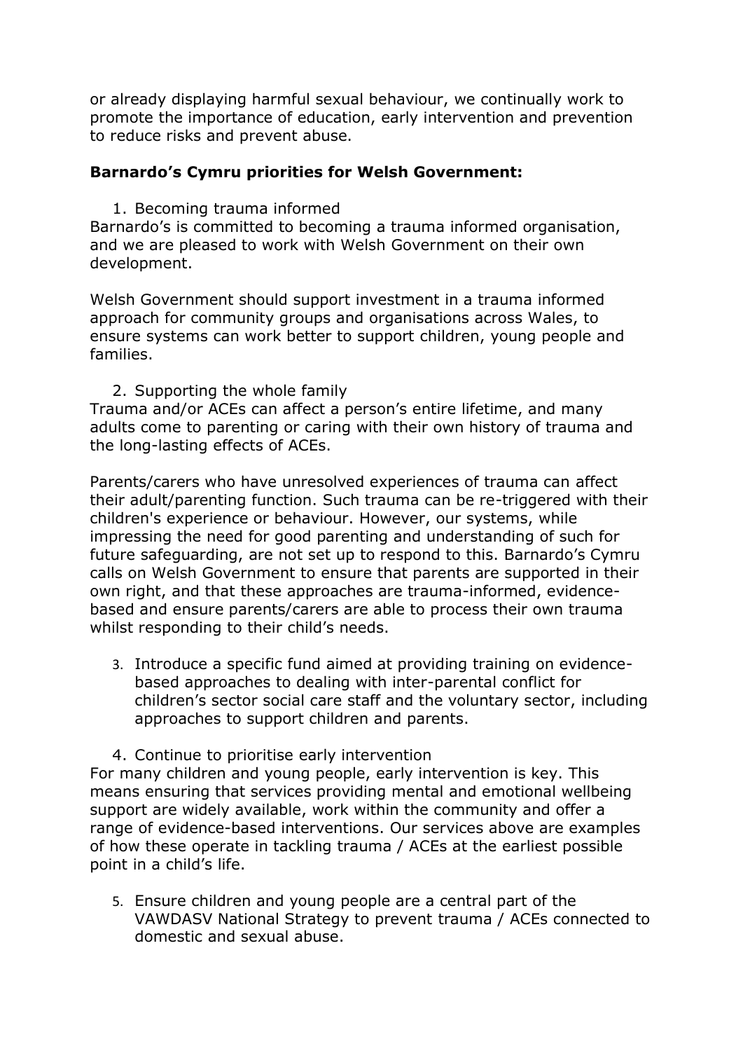or already displaying harmful sexual behaviour, we continually work to promote the importance of education, early intervention and prevention to reduce risks and prevent abuse.

**Barnardo's Cymru priorities for Welsh Government:**

1. Becoming trauma informed

Barnardo's is committed to becoming a trauma informed organisation, and we are pleased to work with Welsh Government on their own development.

Welsh Government should support investment in a trauma informed approach for community groups and organisations across Wales, to ensure systems can work better to support children, young people and families.

2. Supporting the whole family

Trauma and/or ACEs can affect a person's entire lifetime, and many adults come to parenting or caring with their own history of trauma and the long-lasting effects of ACEs.

Parents/carers who have unresolved experiences of trauma can affect their adult/parenting function. Such trauma can be re-triggered with their children's experience or behaviour. However, our systems, while impressing the need for good parenting and understanding of such for future safeguarding, are not set up to respond to this. Barnardo's Cymru calls on Welsh Government to ensure that parents are supported in their own right, and that these approaches are trauma-informed, evidence-based and ensure parents/carers are able to process their own trauma whilst responding to their child's needs.

3. Introduce a specific fund aimed at providing training on evidence-based approaches to dealing with inter-parental conflict for children's sector social care staff and the voluntary sector, including approaches to support children and parents.

4. Continue to prioritise early intervention

For many children and young people, early intervention is key. This means ensuring that services providing mental and emotional wellbeing support are widely available, work within the community and offer a range of evidence-based interventions. Our services above are examples of how these operate in tackling trauma / ACEs at the earliest possible point in a child's life.

5. Ensure children and young people are a central part of the VAWDASV National Strategy to prevent trauma / ACEs connected to domestic and sexual abuse.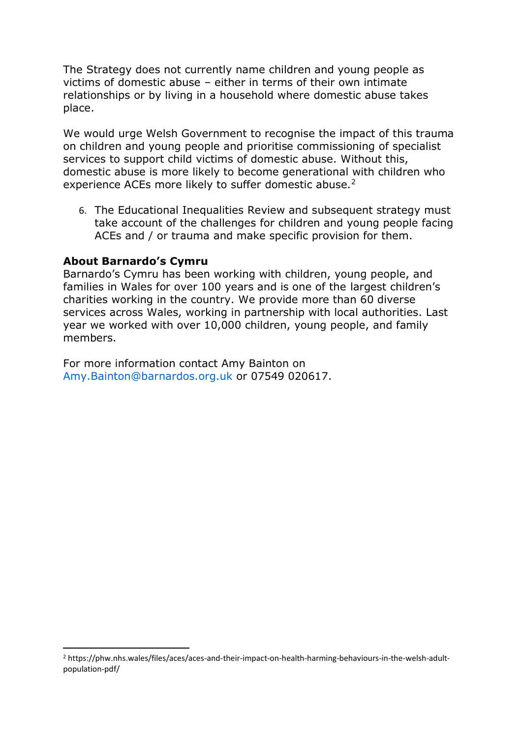The Strategy does not currently name children and young people as victims of domestic abuse – either in terms of their own intimate relationships or by living in a household where domestic abuse takes place.

We would urge Welsh Government to recognise the impact of this trauma on children and young people and prioritise commissioning of specialist services to support child victims of domestic abuse. Without this, domestic abuse is more likely to become generational with children who experience ACEs more likely to suffer domestic abuse.[2]

6. The Educational Inequalities Review and subsequent strategy must take account of the challenges for children and young people facing ACEs and / or trauma and make specific provision for them.

**About Barnardo's Cymru**

Barnardo's Cymru has been working with children, young people, and families in Wales for over 100 years and is one of the largest children's charities working in the country. We provide more than 60 diverse services across Wales, working in partnership with local authorities. Last year we worked with over 10,000 children, young people, and family members.

For more information contact Amy Bainton on Amy.Bainton@barnardos.org.uk or 07549 020617.

[2] https://phw.nhs.wales/files/aces/aces-and-their-impact-on-health-harming-behaviours-in-the-welsh-adult-population-pdf/